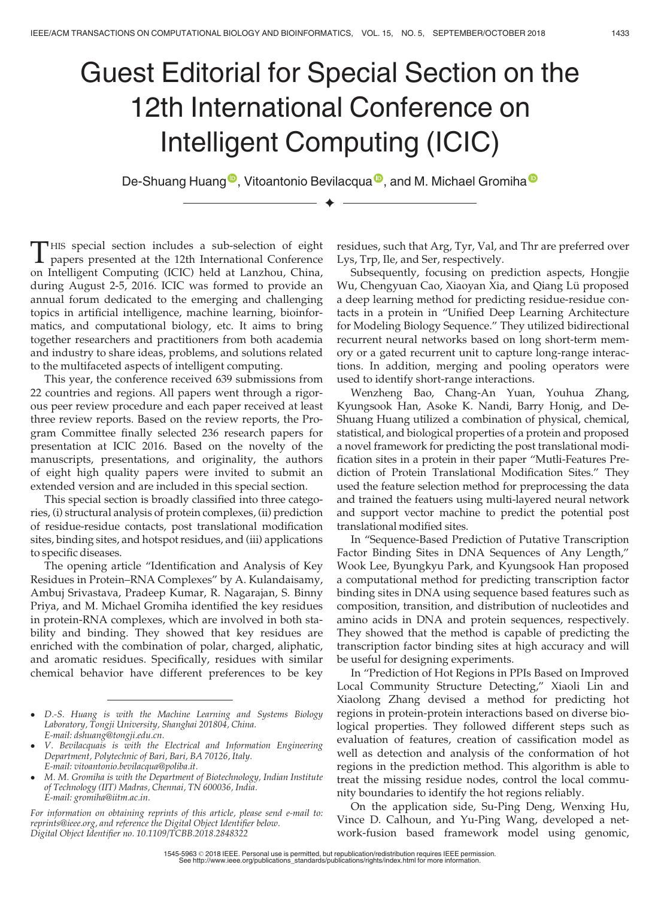# Guest Editorial for Special Section on the 12th International Conference on Intelligent Computing (ICIC)

De-Shuang Huang, Vitoantonio Bevilacqua, and M. Michael Gromiha

THIS special section includes a sub-selection of eight papers presented at the 12th International Conference on Intelligent Computing (ICIC) held at Lanzhou, China, during August 2-5, 2016. ICIC was formed to provide an annual forum dedicated to the emerging and challenging topics in artificial intelligence, machine learning, bioinformatics, and computational biology, etc. It aims to bring together researchers and practitioners from both academia and industry to share ideas, problems, and solutions related to the multifaceted aspects of intelligent computing.

This year, the conference received 639 submissions from 22 countries and regions. All papers went through a rigorous peer review procedure and each paper received at least three review reports. Based on the review reports, the Program Committee finally selected 236 research papers for presentation at ICIC 2016. Based on the novelty of the manuscripts, presentations, and originality, the authors of eight high quality papers were invited to submit an extended version and are included in this special section.

This special section is broadly classified into three categories, (i) structural analysis of protein complexes, (ii) prediction of residue-residue contacts, post translational modification sites, binding sites, and hotspot residues, and (iii) applications to specific diseases.

The opening article "Identification and Analysis of Key Residues in Protein–RNA Complexes" by A. Kulandaisamy, Ambuj Srivastava, Pradeep Kumar, R. Nagarajan, S. Binny Priya, and M. Michael Gromiha identified the key residues in protein-RNA complexes, which are involved in both stability and binding. They showed that key residues are enriched with the combination of polar, charged, aliphatic, and aromatic residues. Specifically, residues with similar chemical behavior have different preferences to be key residues, such that Arg, Tyr, Val, and Thr are preferred over Lys, Trp, Ile, and Ser, respectively.

Subsequently, focusing on prediction aspects, Hongjie Wu, Chengyuan Cao, Xiaoyan Xia, and Qiang Lü proposed a deep learning method for predicting residue-residue contacts in a protein in "Unified Deep Learning Architecture for Modeling Biology Sequence." They utilized bidirectional recurrent neural networks based on long short-term memory or a gated recurrent unit to capture long-range interactions. In addition, merging and pooling operators were used to identify short-range interactions.

Wenzheng Bao, Chang-An Yuan, Youhua Zhang, Kyungsook Han, Asoke K. Nandi, Barry Honig, and De-Shuang Huang utilized a combination of physical, chemical, statistical, and biological properties of a protein and proposed a novel framework for predicting the post translational modification sites in a protein in their paper "Mutli-Features Prediction of Protein Translational Modification Sites." They used the feature selection method for preprocessing the data and trained the featuers using multi-layered neural network and support vector machine to predict the potential post translational modified sites.

In "Sequence-Based Prediction of Putative Transcription Factor Binding Sites in DNA Sequences of Any Length," Wook Lee, Byungkyu Park, and Kyungsook Han proposed a computational method for predicting transcription factor binding sites in DNA using sequence based features such as composition, transition, and distribution of nucleotides and amino acids in DNA and protein sequences, respectively. They showed that the method is capable of predicting the transcription factor binding sites at high accuracy and will be useful for designing experiments.

In "Prediction of Hot Regions in PPIs Based on Improved Local Community Structure Detecting," Xiaoli Lin and Xiaolong Zhang devised a method for predicting hot regions in protein-protein interactions based on diverse biological properties. They followed different steps such as evaluation of features, creation of cassification model as well as detection and analysis of the conformation of hot regions in the prediction method. This algorithm is able to treat the missing residue nodes, control the local community boundaries to identify the hot regions reliably.

On the application side, Su-Ping Deng, Wenxing Hu, Vince D. Calhoun, and Yu-Ping Wang, developed a network-fusion based framework model using genomic,

---

- *D.-S. Huang is with the Machine Learning and Systems Biology Laboratory, Tongji University, Shanghai 201804, China. E-mail: dshuang@tongji.edu.cn.*
- *V. Bevilacquais is with the Electrical and Information Engineering Department, Polytechnic of Bari, Bari, BA 70126, Italy. E-mail: vitoantonio.bevilacqua@poliba.it.*
- *M. M. Gromiha is with the Department of Biotechnology, Indian Institute of Technology (IIT) Madras, Chennai, TN 600036, India. E-mail: gromiha@iitm.ac.in.*

*For information on obtaining reprints of this article, please send e-mail to: reprints@ieee.org, and reference the Digital Object Identifier below. Digital Object Identifier no. 10.1109/TCBB.2018.2848322*

1545-5963 © 2018 IEEE. Personal use is permitted, but republication/redistribution requires IEEE permission. See http://www.ieee.org/publications_standards/publications/rights/index.html for more information.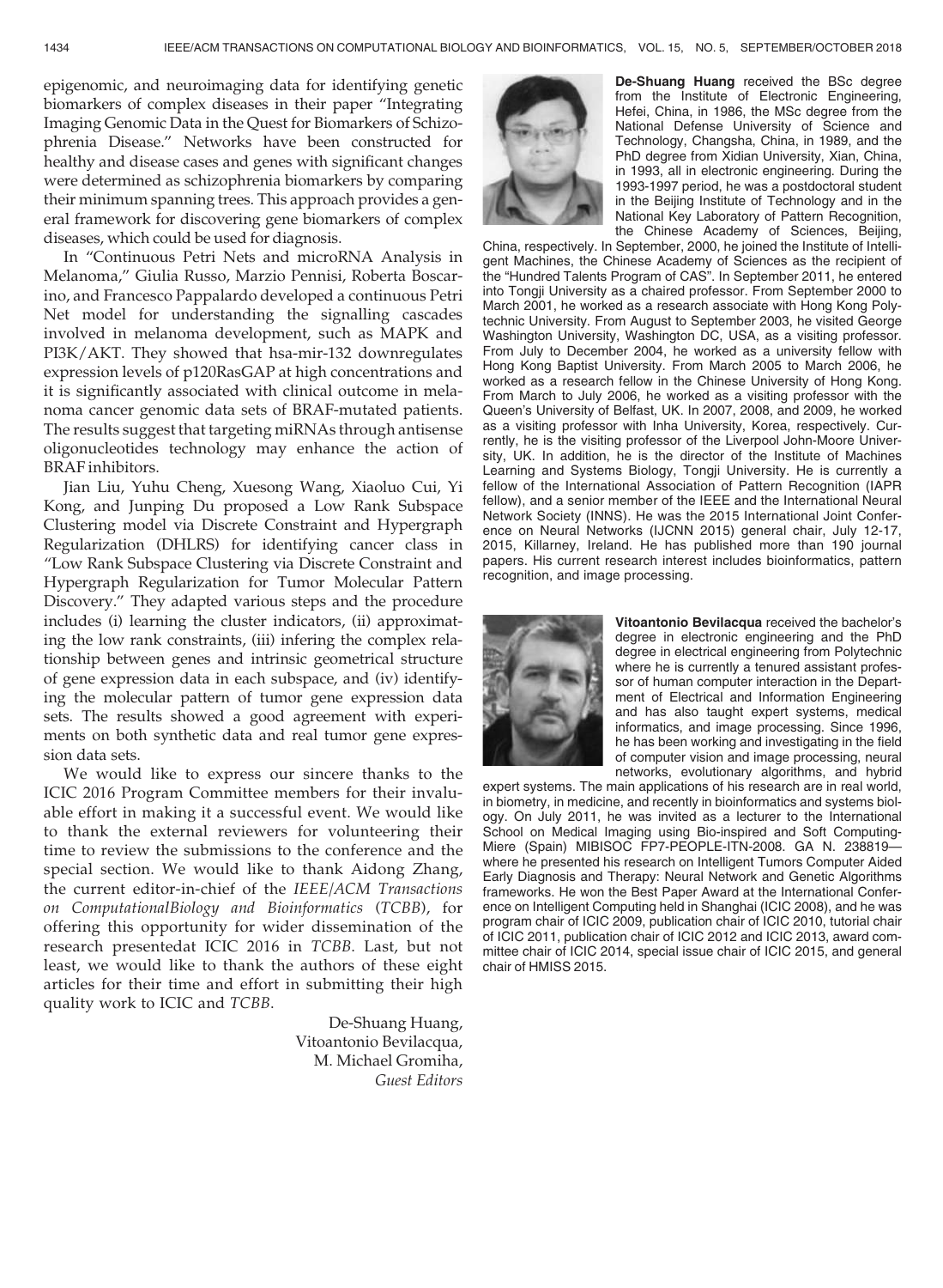epigenomic, and neuroimaging data for identifying genetic biomarkers of complex diseases in their paper "Integrating Imaging Genomic Data in the Quest for Biomarkers of Schizophrenia Disease." Networks have been constructed for healthy and disease cases and genes with significant changes were determined as schizophrenia biomarkers by comparing their minimum spanning trees. This approach provides a general framework for discovering gene biomarkers of complex diseases, which could be used for diagnosis.

In "Continuous Petri Nets and microRNA Analysis in Melanoma," Giulia Russo, Marzio Pennisi, Roberta Boscarino, and Francesco Pappalardo developed a continuous Petri Net model for understanding the signalling cascades involved in melanoma development, such as MAPK and PI3K/AKT. They showed that hsa-mir-132 downregulates expression levels of p120RasGAP at high concentrations and it is significantly associated with clinical outcome in melanoma cancer genomic data sets of BRAF-mutated patients. The results suggest that targeting miRNAs through antisense oligonucleotides technology may enhance the action of BRAF inhibitors.

Jian Liu, Yuhu Cheng, Xuesong Wang, Xiaoluo Cui, Yi Kong, and Junping Du proposed a Low Rank Subspace Clustering model via Discrete Constraint and Hypergraph Regularization (DHLRS) for identifying cancer class in "Low Rank Subspace Clustering via Discrete Constraint and Hypergraph Regularization for Tumor Molecular Pattern Discovery." They adapted various steps and the procedure includes (i) learning the cluster indicators, (ii) approximating the low rank constraints, (iii) infering the complex relationship between genes and intrinsic geometrical structure of gene expression data in each subspace, and (iv) identifying the molecular pattern of tumor gene expression data sets. The results showed a good agreement with experiments on both synthetic data and real tumor gene expression data sets.

We would like to express our sincere thanks to the ICIC 2016 Program Committee members for their invaluable effort in making it a successful event. We would like to thank the external reviewers for volunteering their time to review the submissions to the conference and the special section. We would like to thank Aidong Zhang, the current editor-in-chief of the *IEEE/ACM Transactions on ComputationalBiology and Bioinformatics* (*TCBB*), for offering this opportunity for wider dissemination of the research presentedat ICIC 2016 in *TCBB*. Last, but not least, we would like to thank the authors of these eight articles for their time and effort in submitting their high quality work to ICIC and *TCBB*.

De-Shuang Huang,
Vitoantonio Bevilacqua,
M. Michael Gromiha,
*Guest Editors*

**De-Shuang Huang** received the BSc degree from the Institute of Electronic Engineering, Hefei, China, in 1986, the MSc degree from the National Defense University of Science and Technology, Changsha, China, in 1989, and the PhD degree from Xidian University, Xian, China, in 1993, all in electronic engineering. During the 1993-1997 period, he was a postdoctoral student in the Beijing Institute of Technology and in the National Key Laboratory of Pattern Recognition, the Chinese Academy of Sciences, Beijing, China, respectively. In September, 2000, he joined the Institute of Intelligent Machines, the Chinese Academy of Sciences as the recipient of the "Hundred Talents Program of CAS". In September 2011, he entered into Tongji University as a chaired professor. From September 2000 to March 2001, he worked as a research associate with Hong Kong Polytechnic University. From August to September 2003, he visited George Washington University, Washington DC, USA, as a visiting professor. From July to December 2004, he worked as a university fellow with Hong Kong Baptist University. From March 2005 to March 2006, he worked as a research fellow in the Chinese University of Hong Kong. From March to July 2006, he worked as a visiting professor with the Queen's University of Belfast, UK. In 2007, 2008, and 2009, he worked as a visiting professor with Inha University, Korea, respectively. Currently, he is the visiting professor of the Liverpool John-Moore University, UK. In addition, he is the director of the Institute of Machines Learning and Systems Biology, Tongji University. He is currently a fellow of the International Association of Pattern Recognition (IAPR fellow), and a senior member of the IEEE and the International Neural Network Society (INNS). He was the 2015 International Joint Conference on Neural Networks (IJCNN 2015) general chair, July 12-17, 2015, Killarney, Ireland. He has published more than 190 journal papers. His current research interest includes bioinformatics, pattern recognition, and image processing.

**Vitoantonio Bevilacqua** received the bachelor's degree in electronic engineering and the PhD degree in electrical engineering from Polytechnic where he is currently a tenured assistant professor of human computer interaction in the Department of Electrical and Information Engineering and has also taught expert systems, medical informatics, and image processing. Since 1996, he has been working and investigating in the field of computer vision and image processing, neural networks, evolutionary algorithms, and hybrid expert systems. The main applications of his research are in real world, in biometry, in medicine, and recently in bioinformatics and systems biology. On July 2011, he was invited as a lecturer to the International School on Medical Imaging using Bio-inspired and Soft Computing-Miere (Spain) MIBISOC FP7-PEOPLE-ITN-2008. GA N. 238819—where he presented his research on Intelligent Tumors Computer Aided Early Diagnosis and Therapy: Neural Network and Genetic Algorithms frameworks. He won the Best Paper Award at the International Conference on Intelligent Computing held in Shanghai (ICIC 2008), and he was program chair of ICIC 2009, publication chair of ICIC 2010, tutorial chair of ICIC 2011, publication chair of ICIC 2012 and ICIC 2013, award committee chair of ICIC 2014, special issue chair of ICIC 2015, and general chair of HMISS 2015.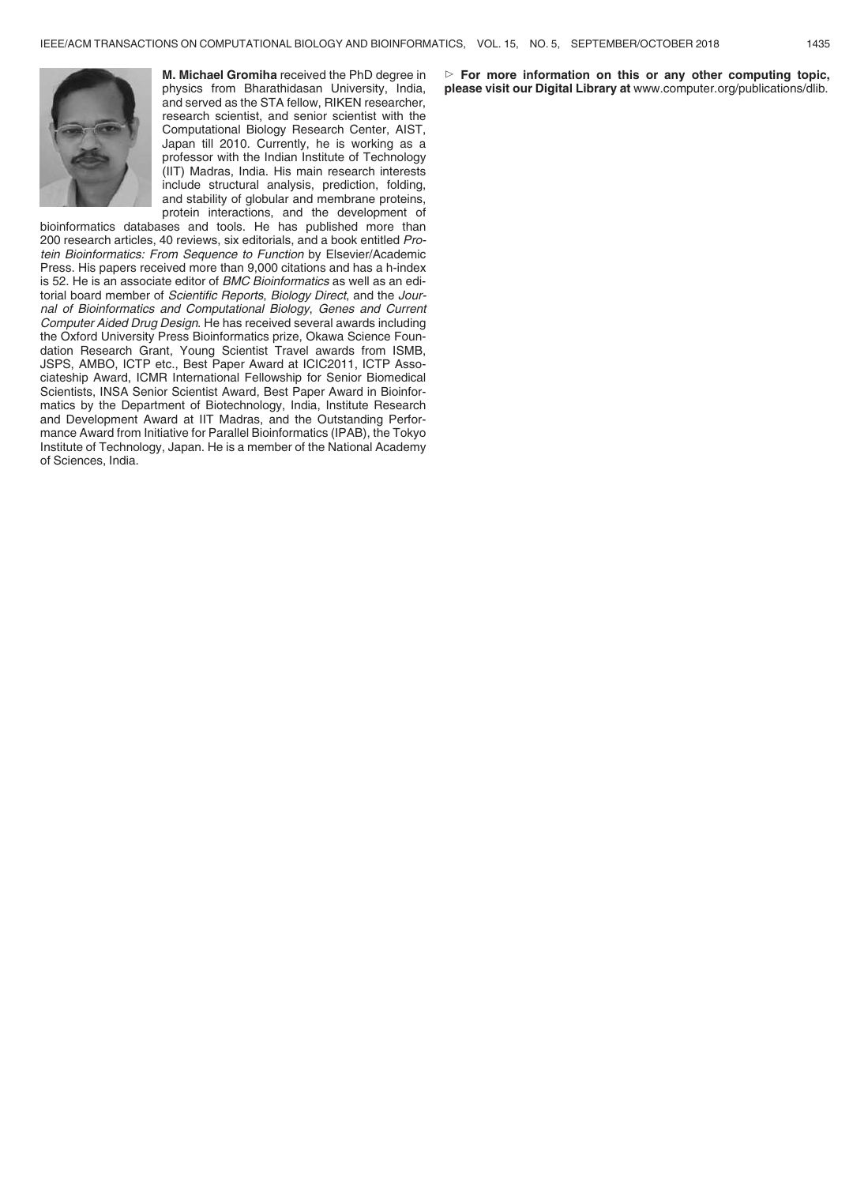**M. Michael Gromiha** received the PhD degree in physics from Bharathidasan University, India, and served as the STA fellow, RIKEN researcher, research scientist, and senior scientist with the Computational Biology Research Center, AIST, Japan till 2010. Currently, he is working as a professor with the Indian Institute of Technology (IIT) Madras, India. His main research interests include structural analysis, prediction, folding, and stability of globular and membrane proteins, protein interactions, and the development of bioinformatics databases and tools. He has published more than 200 research articles, 40 reviews, six editorials, and a book entitled *Protein Bioinformatics: From Sequence to Function* by Elsevier/Academic Press. His papers received more than 9,000 citations and has a h-index is 52. He is an associate editor of *BMC Bioinformatics* as well as an editorial board member of *Scientific Reports*, *Biology Direct*, and the *Journal of Bioinformatics and Computational Biology*, *Genes and Current Computer Aided Drug Design*. He has received several awards including the Oxford University Press Bioinformatics prize, Okawa Science Foundation Research Grant, Young Scientist Travel awards from ISMB, JSPS, AMBO, ICTP etc., Best Paper Award at ICIC2011, ICTP Associateship Award, ICMR International Fellowship for Senior Biomedical Scientists, INSA Senior Scientist Award, Best Paper Award in Bioinformatics by the Department of Biotechnology, India, Institute Research and Development Award at IIT Madras, and the Outstanding Performance Award from Initiative for Parallel Bioinformatics (IPAB), the Tokyo Institute of Technology, Japan. He is a member of the National Academy of Sciences, India.

▷ **For more information on this or any other computing topic, please visit our Digital Library at** www.computer.org/publications/dlib.